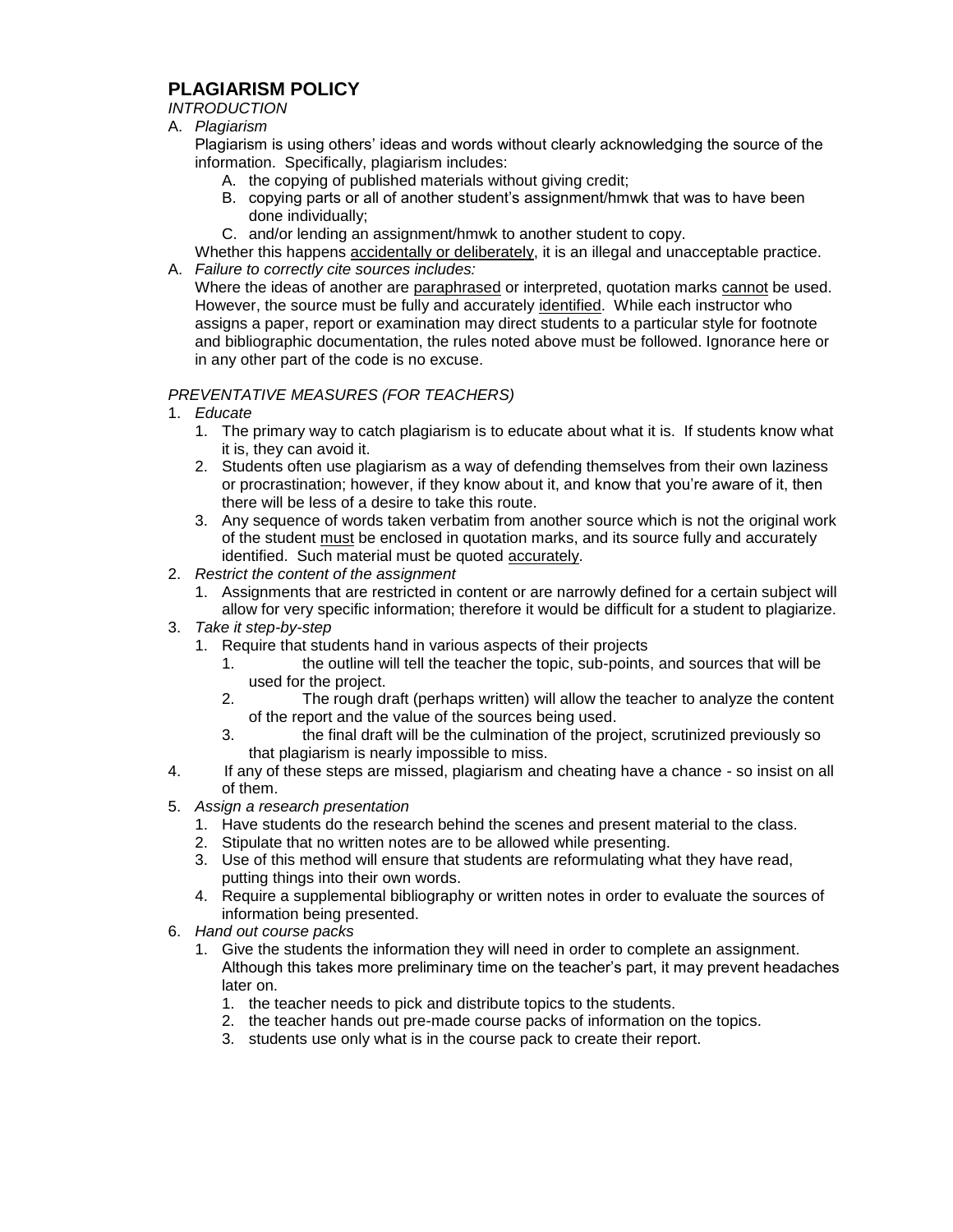# PLAGIARISM POLICY

*INTRODUCTION*

A. *Plagiarism*

   Plagiarism is using others' ideas and words without clearly acknowledging the source of the information. Specifically, plagiarism includes:

   A. the copying of published materials without giving credit;
   B. copying parts or all of another student's assignment/hmwk that was to have been done individually;
   C. and/or lending an assignment/hmwk to another student to copy.

   Whether this happens <u>accidentally or deliberately</u>, it is an illegal and unacceptable practice.

A. *Failure to correctly cite sources includes:*

   Where the ideas of another are <u>paraphrased</u> or interpreted, quotation marks <u>cannot</u> be used. However, the source must be fully and accurately <u>identified</u>. While each instructor who assigns a paper, report or examination may direct students to a particular style for footnote and bibliographic documentation, the rules noted above must be followed. Ignorance here or in any other part of the code is no excuse.

*PREVENTATIVE MEASURES (FOR TEACHERS)*

1. *Educate*
   1. The primary way to catch plagiarism is to educate about what it is. If students know what it is, they can avoid it.
   2. Students often use plagiarism as a way of defending themselves from their own laziness or procrastination; however, if they know about it, and know that you're aware of it, then there will be less of a desire to take this route.
   3. Any sequence of words taken verbatim from another source which is not the original work of the student <u>must</u> be enclosed in quotation marks, and its source fully and accurately identified. Such material must be quoted <u>accurately</u>.
2. *Restrict the content of the assignment*
   1. Assignments that are restricted in content or are narrowly defined for a certain subject will allow for very specific information; therefore it would be difficult for a student to plagiarize.
3. *Take it step-by-step*
   1. Require that students hand in various aspects of their projects
      1. the outline will tell the teacher the topic, sub-points, and sources that will be used for the project.
      2. The rough draft (perhaps written) will allow the teacher to analyze the content of the report and the value of the sources being used.
      3. the final draft will be the culmination of the project, scrutinized previously so that plagiarism is nearly impossible to miss.
4. If any of these steps are missed, plagiarism and cheating have a chance - so insist on all of them.
5. *Assign a research presentation*
   1. Have students do the research behind the scenes and present material to the class.
   2. Stipulate that no written notes are to be allowed while presenting.
   3. Use of this method will ensure that students are reformulating what they have read, putting things into their own words.
   4. Require a supplemental bibliography or written notes in order to evaluate the sources of information being presented.
6. *Hand out course packs*
   1. Give the students the information they will need in order to complete an assignment. Although this takes more preliminary time on the teacher's part, it may prevent headaches later on.
      1. the teacher needs to pick and distribute topics to the students.
      2. the teacher hands out pre-made course packs of information on the topics.
      3. students use only what is in the course pack to create their report.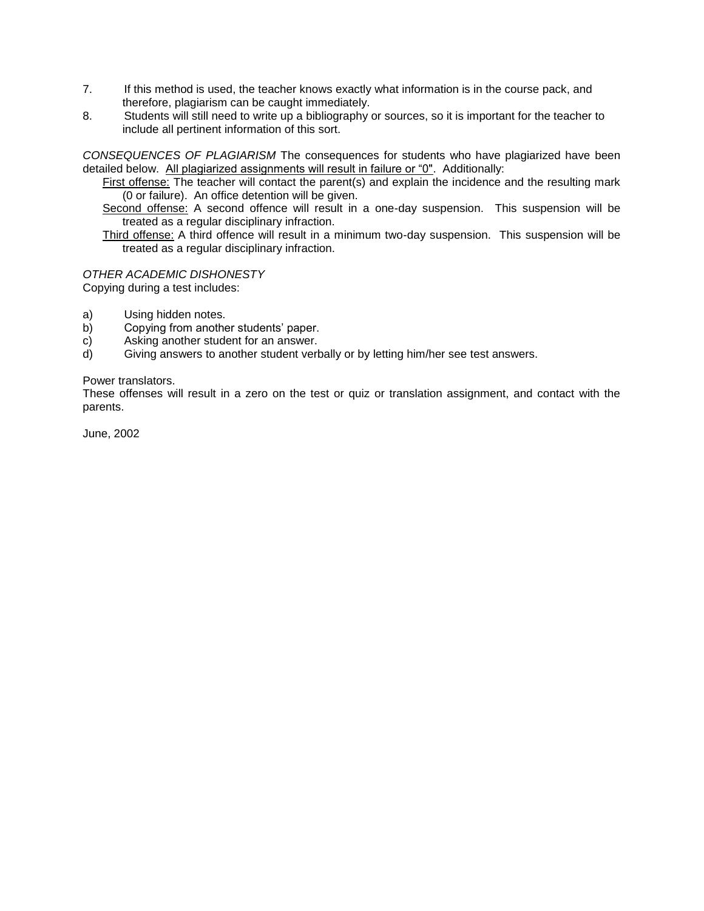7. If this method is used, the teacher knows exactly what information is in the course pack, and therefore, plagiarism can be caught immediately.
8. Students will still need to write up a bibliography or sources, so it is important for the teacher to include all pertinent information of this sort.

*CONSEQUENCES OF PLAGIARISM* The consequences for students who have plagiarized have been detailed below. <u>All plagiarized assignments will result in failure or "0"</u>. Additionally:

<u>First offense:</u> The teacher will contact the parent(s) and explain the incidence and the resulting mark (0 or failure). An office detention will be given.

<u>Second offense:</u> A second offence will result in a one-day suspension. This suspension will be treated as a regular disciplinary infraction.

<u>Third offense:</u> A third offence will result in a minimum two-day suspension. This suspension will be treated as a regular disciplinary infraction.

*OTHER ACADEMIC DISHONESTY*

Copying during a test includes:

a) Using hidden notes.
b) Copying from another students' paper.
c) Asking another student for an answer.
d) Giving answers to another student verbally or by letting him/her see test answers.

Power translators.

These offenses will result in a zero on the test or quiz or translation assignment, and contact with the parents.

June, 2002